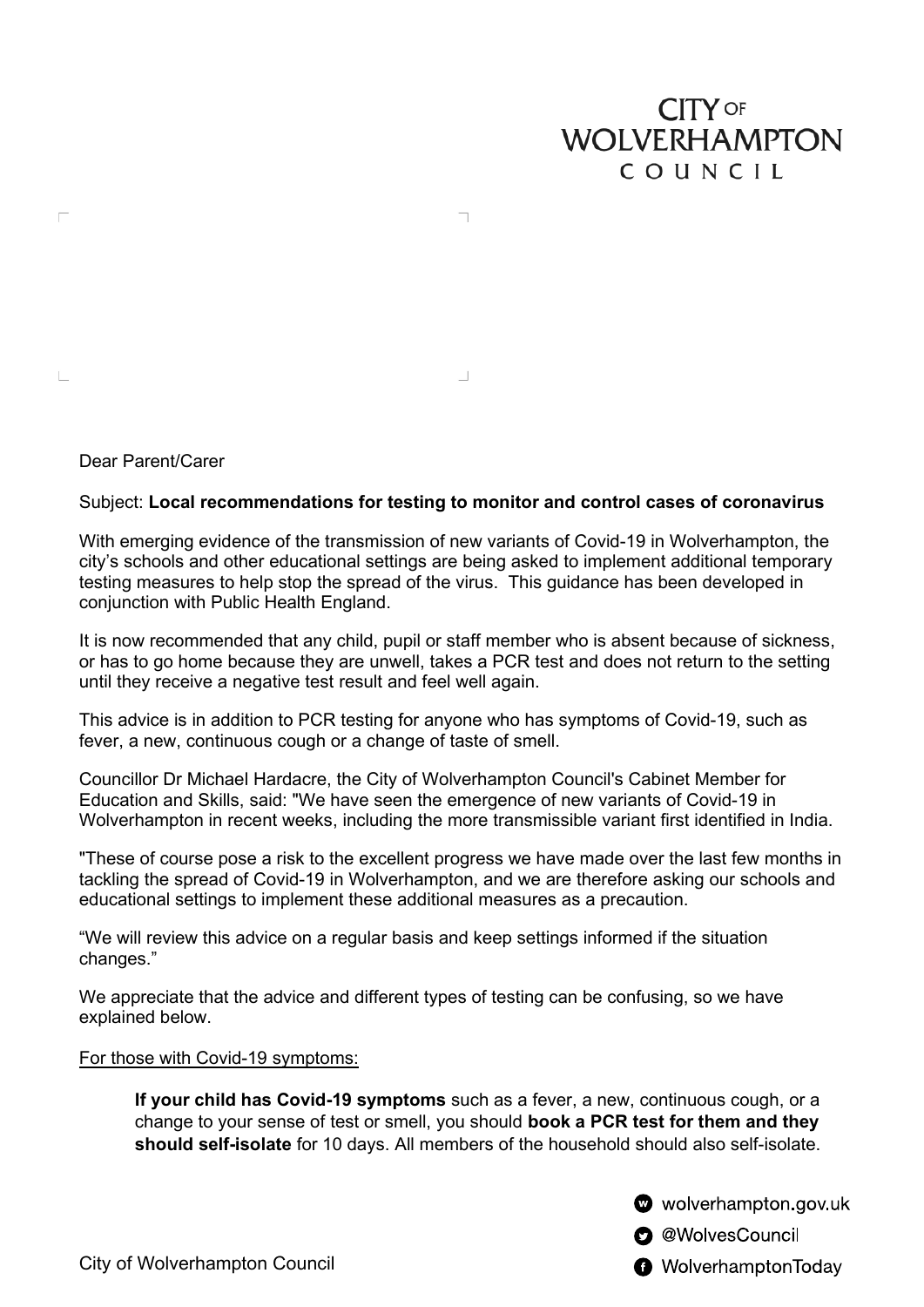# CITY OF WOLVERHAMPTON COUNCIL

Dear Parent/Carer

Subject: **Local recommendations for testing to monitor and control cases of coronavirus**

With emerging evidence of the transmission of new variants of Covid-19 in Wolverhampton, the city's schools and other educational settings are being asked to implement additional temporary testing measures to help stop the spread of the virus. This guidance has been developed in conjunction with Public Health England.

It is now recommended that any child, pupil or staff member who is absent because of sickness, or has to go home because they are unwell, takes a PCR test and does not return to the setting until they receive a negative test result and feel well again.

This advice is in addition to PCR testing for anyone who has symptoms of Covid-19, such as fever, a new, continuous cough or a change of taste of smell.

Councillor Dr Michael Hardacre, the City of Wolverhampton Council's Cabinet Member for Education and Skills, said: "We have seen the emergence of new variants of Covid-19 in Wolverhampton in recent weeks, including the more transmissible variant first identified in India.

"These of course pose a risk to the excellent progress we have made over the last few months in tackling the spread of Covid-19 in Wolverhampton, and we are therefore asking our schools and educational settings to implement these additional measures as a precaution.

"We will review this advice on a regular basis and keep settings informed if the situation changes."

We appreciate that the advice and different types of testing can be confusing, so we have explained below.

For those with Covid-19 symptoms:

> **If your child has Covid-19 symptoms** such as a fever, a new, continuous cough, or a change to your sense of test or smell, you should **book a PCR test for them and they should self-isolate** for 10 days. All members of the household should also self-isolate.

City of Wolverhampton Council

wolverhampton.gov.uk
@WolvesCouncil
WolverhamptonToday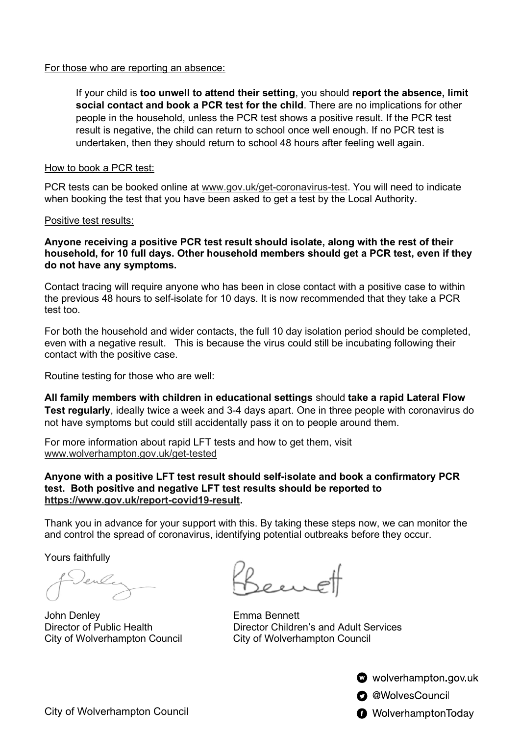For those who are reporting an absence:

> If your child is **too unwell to attend their setting**, you should **report the absence, limit social contact and book a PCR test for the child**. There are no implications for other people in the household, unless the PCR test shows a positive result. If the PCR test result is negative, the child can return to school once well enough. If no PCR test is undertaken, then they should return to school 48 hours after feeling well again.

How to book a PCR test:

PCR tests can be booked online at www.gov.uk/get-coronavirus-test. You will need to indicate when booking the test that you have been asked to get a test by the Local Authority.

Positive test results:

**Anyone receiving a positive PCR test result should isolate, along with the rest of their household, for 10 full days. Other household members should get a PCR test, even if they do not have any symptoms.**

Contact tracing will require anyone who has been in close contact with a positive case to within the previous 48 hours to self-isolate for 10 days. It is now recommended that they take a PCR test too.

For both the household and wider contacts, the full 10 day isolation period should be completed, even with a negative result. This is because the virus could still be incubating following their contact with the positive case.

Routine testing for those who are well:

**All family members with children in educational settings** should **take a rapid Lateral Flow Test regularly**, ideally twice a week and 3-4 days apart. One in three people with coronavirus do not have symptoms but could still accidentally pass it on to people around them.

For more information about rapid LFT tests and how to get them, visit www.wolverhampton.gov.uk/get-tested

**Anyone with a positive LFT test result should self-isolate and book a confirmatory PCR test. Both positive and negative LFT test results should be reported to https://www.gov.uk/report-covid19-result.**

Thank you in advance for your support with this. By taking these steps now, we can monitor the and control the spread of coronavirus, identifying potential outbreaks before they occur.

Yours faithfully

John Denley
Director of Public Health
City of Wolverhampton Council

Emma Bennett
Director Children's and Adult Services
City of Wolverhampton Council

wolverhampton.gov.uk
@WolvesCouncil
WolverhamptonToday

City of Wolverhampton Council